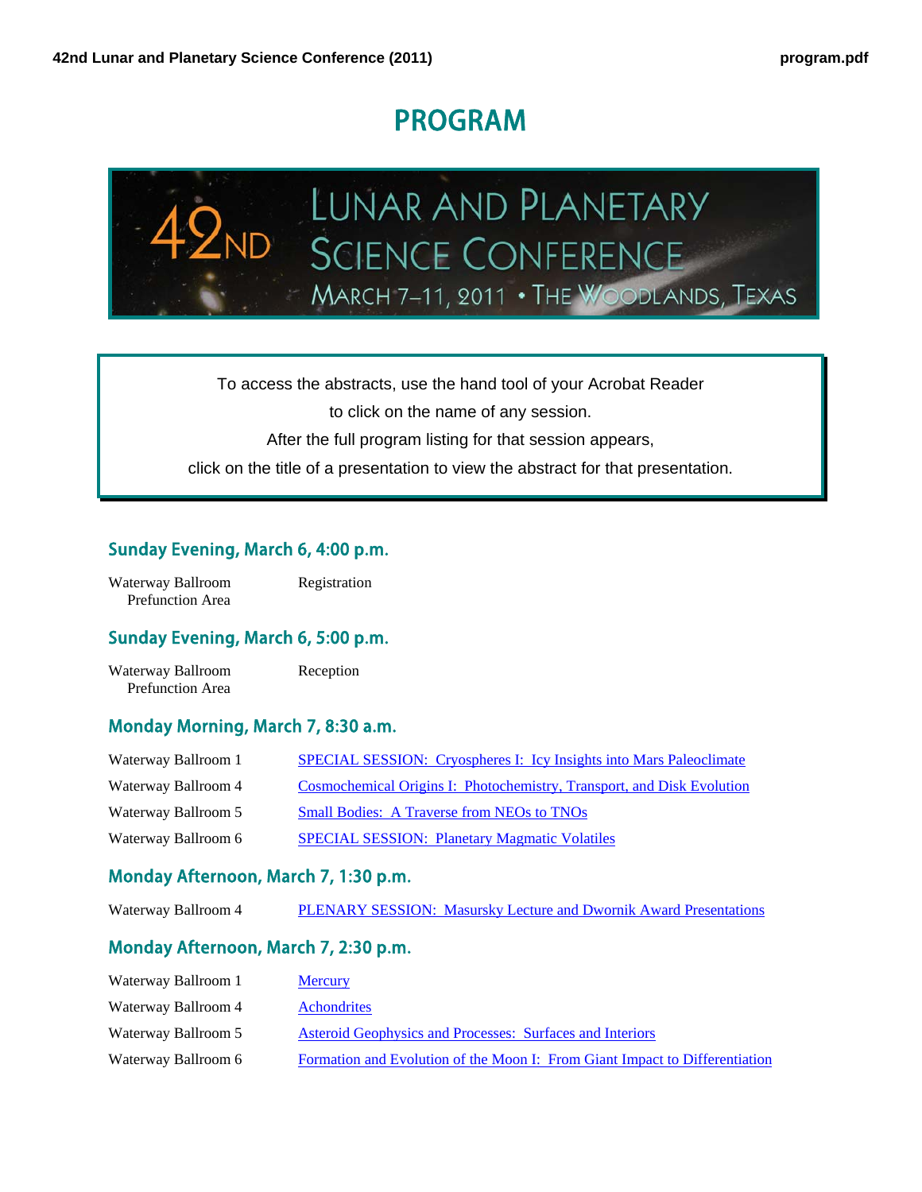# PROGRAM

42ND LUNAR AND PLANETARY SCIENCE CONFERENCE

MARCH 7–11, 2011 • THE WOODLANDS, TEXAS

To access the abstracts, use the hand tool of your Acrobat Reader
to click on the name of any session.
After the full program listing for that session appears,
click on the title of a presentation to view the abstract for that presentation.

## Sunday Evening, March 6, 4:00 p.m.

| | |
|---|---|
| Waterway Ballroom Prefunction Area | Registration |

## Sunday Evening, March 6, 5:00 p.m.

| | |
|---|---|
| Waterway Ballroom Prefunction Area | Reception |

## Monday Morning, March 7, 8:30 a.m.

| | |
|---|---|
| Waterway Ballroom 1 | SPECIAL SESSION: Cryospheres I: Icy Insights into Mars Paleoclimate |
| Waterway Ballroom 4 | Cosmochemical Origins I: Photochemistry, Transport, and Disk Evolution |
| Waterway Ballroom 5 | Small Bodies: A Traverse from NEOs to TNOs |
| Waterway Ballroom 6 | SPECIAL SESSION: Planetary Magmatic Volatiles |

## Monday Afternoon, March 7, 1:30 p.m.

| | |
|---|---|
| Waterway Ballroom 4 | PLENARY SESSION: Masursky Lecture and Dwornik Award Presentations |

## Monday Afternoon, March 7, 2:30 p.m.

| | |
|---|---|
| Waterway Ballroom 1 | Mercury |
| Waterway Ballroom 4 | Achondrites |
| Waterway Ballroom 5 | Asteroid Geophysics and Processes: Surfaces and Interiors |
| Waterway Ballroom 6 | Formation and Evolution of the Moon I: From Giant Impact to Differentiation |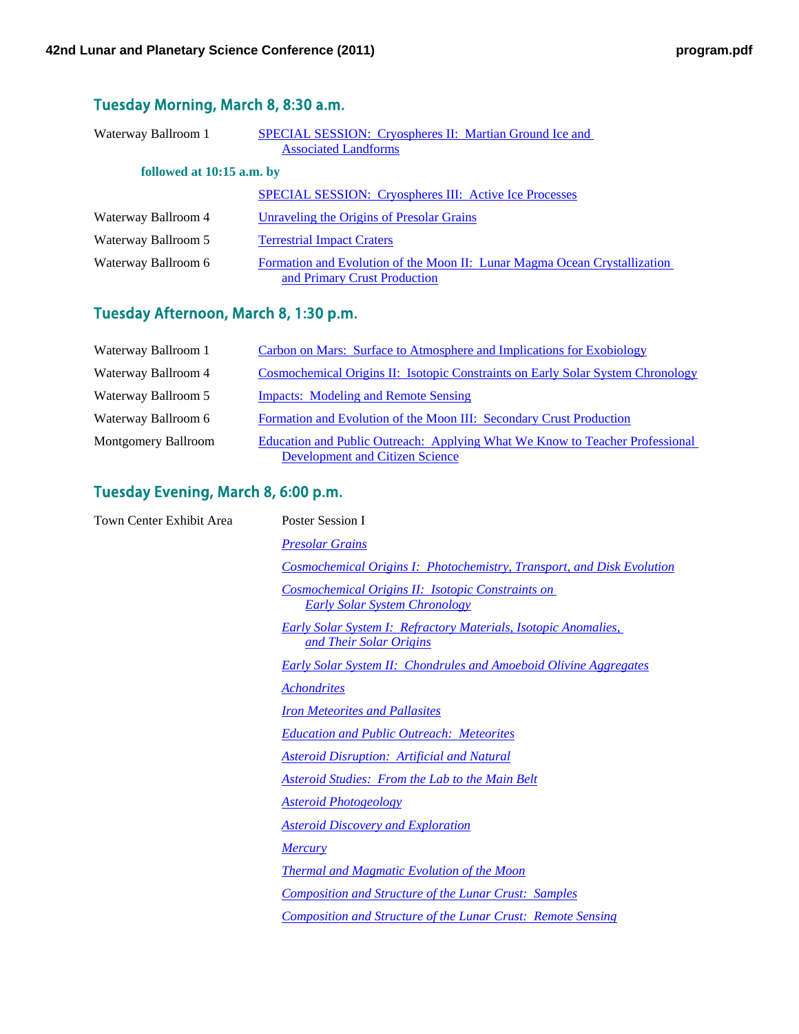## Tuesday Morning, March 8, 8:30 a.m.

| | |
|---|---|
| Waterway Ballroom 1 | SPECIAL SESSION: Cryospheres II: Martian Ground Ice and Associated Landforms |
| **followed at 10:15 a.m. by** | |
| | SPECIAL SESSION: Cryospheres III: Active Ice Processes |
| Waterway Ballroom 4 | Unraveling the Origins of Presolar Grains |
| Waterway Ballroom 5 | Terrestrial Impact Craters |
| Waterway Ballroom 6 | Formation and Evolution of the Moon II: Lunar Magma Ocean Crystallization and Primary Crust Production |

## Tuesday Afternoon, March 8, 1:30 p.m.

| | |
|---|---|
| Waterway Ballroom 1 | Carbon on Mars: Surface to Atmosphere and Implications for Exobiology |
| Waterway Ballroom 4 | Cosmochemical Origins II: Isotopic Constraints on Early Solar System Chronology |
| Waterway Ballroom 5 | Impacts: Modeling and Remote Sensing |
| Waterway Ballroom 6 | Formation and Evolution of the Moon III: Secondary Crust Production |
| Montgomery Ballroom | Education and Public Outreach: Applying What We Know to Teacher Professional Development and Citizen Science |

## Tuesday Evening, March 8, 6:00 p.m.

Town Center Exhibit Area — Poster Session I

- *Presolar Grains*
- *Cosmochemical Origins I: Photochemistry, Transport, and Disk Evolution*
- *Cosmochemical Origins II: Isotopic Constraints on Early Solar System Chronology*
- *Early Solar System I: Refractory Materials, Isotopic Anomalies, and Their Solar Origins*
- *Early Solar System II: Chondrules and Amoeboid Olivine Aggregates*
- *Achondrites*
- *Iron Meteorites and Pallasites*
- *Education and Public Outreach: Meteorites*
- *Asteroid Disruption: Artificial and Natural*
- *Asteroid Studies: From the Lab to the Main Belt*
- *Asteroid Photogeology*
- *Asteroid Discovery and Exploration*
- *Mercury*
- *Thermal and Magmatic Evolution of the Moon*
- *Composition and Structure of the Lunar Crust: Samples*
- *Composition and Structure of the Lunar Crust: Remote Sensing*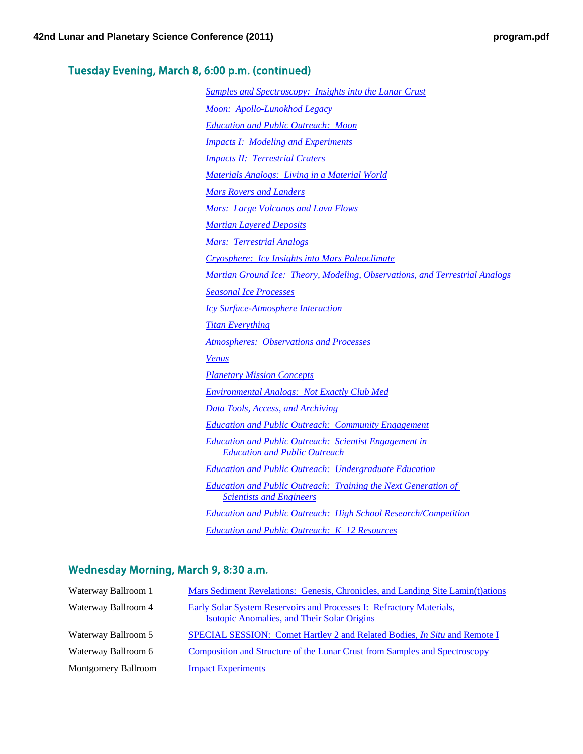## Tuesday Evening, March 8, 6:00 p.m. (continued)

*Samples and Spectroscopy: Insights into the Lunar Crust*

*Moon: Apollo-Lunokhod Legacy*

*Education and Public Outreach: Moon*

*Impacts I: Modeling and Experiments*

*Impacts II: Terrestrial Craters*

*Materials Analogs: Living in a Material World*

*Mars Rovers and Landers*

*Mars: Large Volcanos and Lava Flows*

*Martian Layered Deposits*

*Mars: Terrestrial Analogs*

*Cryosphere: Icy Insights into Mars Paleoclimate*

*Martian Ground Ice: Theory, Modeling, Observations, and Terrestrial Analogs*

*Seasonal Ice Processes*

*Icy Surface-Atmosphere Interaction*

*Titan Everything*

*Atmospheres: Observations and Processes*

*Venus*

*Planetary Mission Concepts*

*Environmental Analogs: Not Exactly Club Med*

*Data Tools, Access, and Archiving*

*Education and Public Outreach: Community Engagement*

*Education and Public Outreach: Scientist Engagement in Education and Public Outreach*

*Education and Public Outreach: Undergraduate Education*

*Education and Public Outreach: Training the Next Generation of Scientists and Engineers*

*Education and Public Outreach: High School Research/Competition*

*Education and Public Outreach: K–12 Resources*

## Wednesday Morning, March 9, 8:30 a.m.

| | |
|---|---|
| Waterway Ballroom 1 | Mars Sediment Revelations: Genesis, Chronicles, and Landing Site Lamin(t)ations |
| Waterway Ballroom 4 | Early Solar System Reservoirs and Processes I: Refractory Materials, Isotopic Anomalies, and Their Solar Origins |
| Waterway Ballroom 5 | SPECIAL SESSION: Comet Hartley 2 and Related Bodies, *In Situ* and Remote I |
| Waterway Ballroom 6 | Composition and Structure of the Lunar Crust from Samples and Spectroscopy |
| Montgomery Ballroom | Impact Experiments |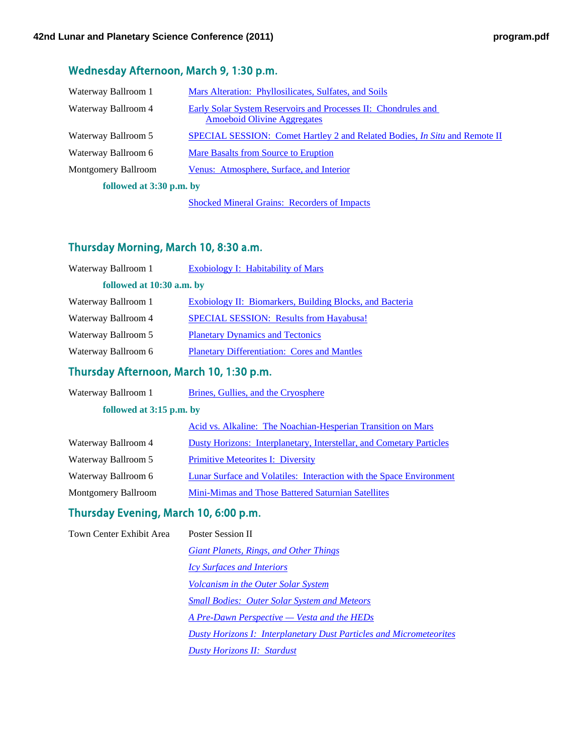## Wednesday Afternoon, March 9, 1:30 p.m.

| | |
|---|---|
| Waterway Ballroom 1 | Mars Alteration:  Phyllosilicates, Sulfates, and Soils |
| Waterway Ballroom 4 | Early Solar System Reservoirs and Processes II:  Chondrules and Amoeboid Olivine Aggregates |
| Waterway Ballroom 5 | SPECIAL SESSION:  Comet Hartley 2 and Related Bodies, *In Situ* and Remote II |
| Waterway Ballroom 6 | Mare Basalts from Source to Eruption |
| Montgomery Ballroom | Venus:  Atmosphere, Surface, and Interior |
| **followed at 3:30 p.m. by** | |
| | Shocked Mineral Grains:  Recorders of Impacts |

## Thursday Morning, March 10, 8:30 a.m.

| | |
|---|---|
| Waterway Ballroom 1 | Exobiology I:  Habitability of Mars |
| **followed at 10:30 a.m. by** | |
| Waterway Ballroom 1 | Exobiology II:  Biomarkers, Building Blocks, and Bacteria |
| Waterway Ballroom 4 | SPECIAL SESSION:  Results from Hayabusa! |
| Waterway Ballroom 5 | Planetary Dynamics and Tectonics |
| Waterway Ballroom 6 | Planetary Differentiation:  Cores and Mantles |

## Thursday Afternoon, March 10, 1:30 p.m.

| | |
|---|---|
| Waterway Ballroom 1 | Brines, Gullies, and the Cryosphere |
| **followed at 3:15 p.m. by** | |
| | Acid vs. Alkaline:  The Noachian-Hesperian Transition on Mars |
| Waterway Ballroom 4 | Dusty Horizons:  Interplanetary, Interstellar, and Cometary Particles |
| Waterway Ballroom 5 | Primitive Meteorites I:  Diversity |
| Waterway Ballroom 6 | Lunar Surface and Volatiles:  Interaction with the Space Environment |
| Montgomery Ballroom | Mini-Mimas and Those Battered Saturnian Satellites |

## Thursday Evening, March 10, 6:00 p.m.

| | |
|---|---|
| Town Center Exhibit Area | Poster Session II |
| | *Giant Planets, Rings, and Other Things* |
| | *Icy Surfaces and Interiors* |
| | *Volcanism in the Outer Solar System* |
| | *Small Bodies:  Outer Solar System and Meteors* |
| | *A Pre-Dawn Perspective — Vesta and the HEDs* |
| | *Dusty Horizons I:  Interplanetary Dust Particles and Micrometeorites* |
| | *Dusty Horizons II:  Stardust* |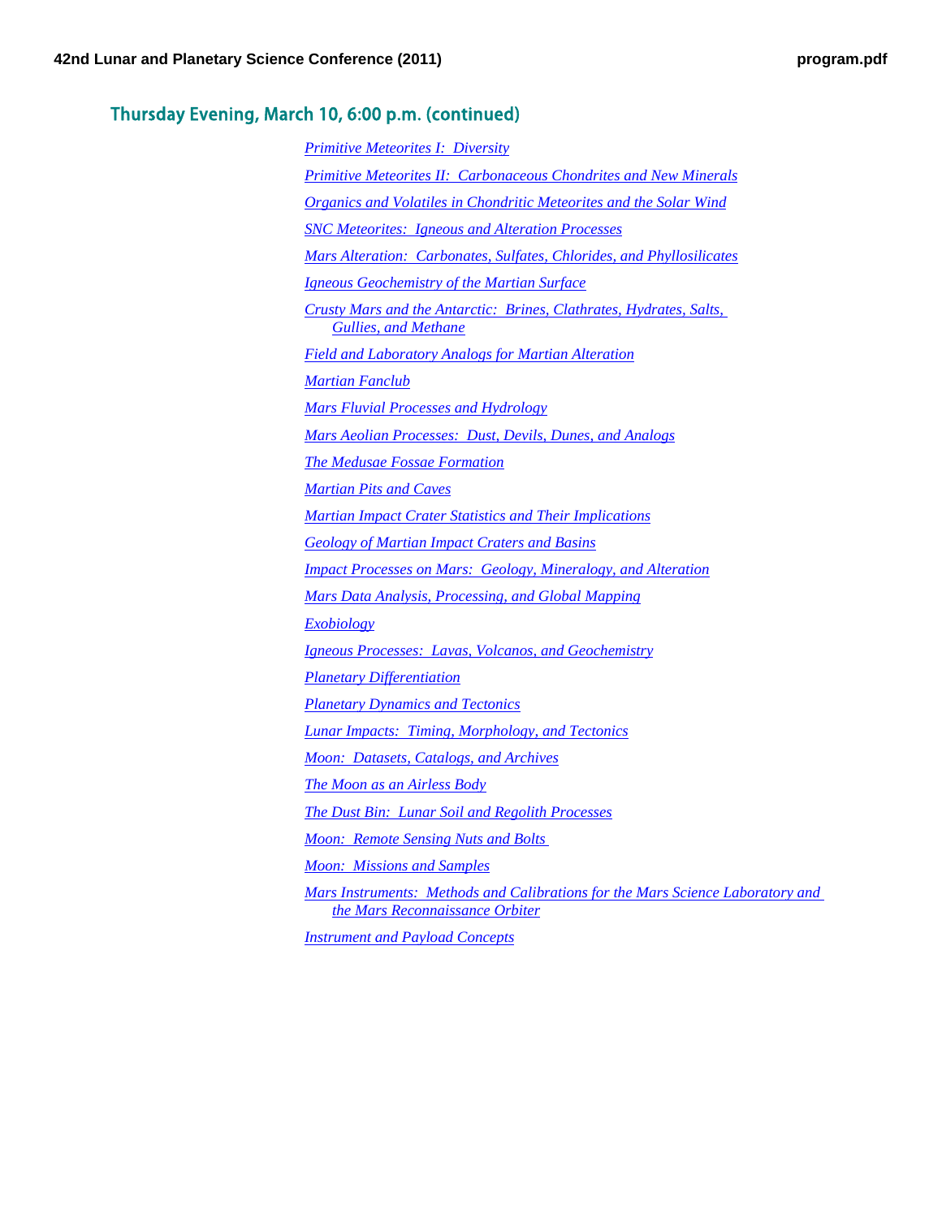## Thursday Evening, March 10, 6:00 p.m. (continued)

*Primitive Meteorites I: Diversity*

*Primitive Meteorites II: Carbonaceous Chondrites and New Minerals*

*Organics and Volatiles in Chondritic Meteorites and the Solar Wind*

*SNC Meteorites: Igneous and Alteration Processes*

*Mars Alteration: Carbonates, Sulfates, Chlorides, and Phyllosilicates*

*Igneous Geochemistry of the Martian Surface*

*Crusty Mars and the Antarctic: Brines, Clathrates, Hydrates, Salts, Gullies, and Methane*

*Field and Laboratory Analogs for Martian Alteration*

*Martian Fanclub*

*Mars Fluvial Processes and Hydrology*

*Mars Aeolian Processes: Dust, Devils, Dunes, and Analogs*

*The Medusae Fossae Formation*

*Martian Pits and Caves*

*Martian Impact Crater Statistics and Their Implications*

*Geology of Martian Impact Craters and Basins*

*Impact Processes on Mars: Geology, Mineralogy, and Alteration*

*Mars Data Analysis, Processing, and Global Mapping*

*Exobiology*

*Igneous Processes: Lavas, Volcanos, and Geochemistry*

*Planetary Differentiation*

*Planetary Dynamics and Tectonics*

*Lunar Impacts: Timing, Morphology, and Tectonics*

*Moon: Datasets, Catalogs, and Archives*

*The Moon as an Airless Body*

*The Dust Bin: Lunar Soil and Regolith Processes*

*Moon: Remote Sensing Nuts and Bolts*

*Moon: Missions and Samples*

*Mars Instruments: Methods and Calibrations for the Mars Science Laboratory and the Mars Reconnaissance Orbiter*

*Instrument and Payload Concepts*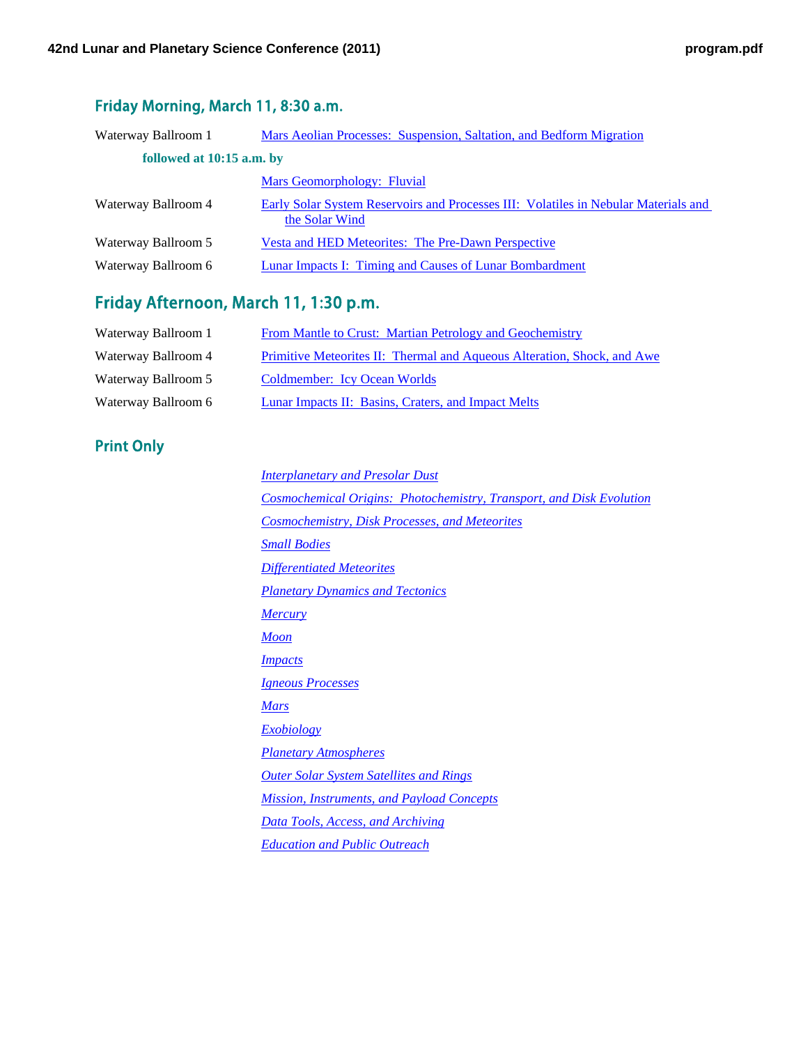## Friday Morning, March 11, 8:30 a.m.

| | |
|---|---|
| Waterway Ballroom 1 | Mars Aeolian Processes:  Suspension, Saltation, and Bedform Migration |
| **followed at 10:15 a.m. by** | |
| | Mars Geomorphology:  Fluvial |
| Waterway Ballroom 4 | Early Solar System Reservoirs and Processes III:  Volatiles in Nebular Materials and the Solar Wind |
| Waterway Ballroom 5 | Vesta and HED Meteorites:  The Pre-Dawn Perspective |
| Waterway Ballroom 6 | Lunar Impacts I:  Timing and Causes of Lunar Bombardment |

## Friday Afternoon, March 11, 1:30 p.m.

| | |
|---|---|
| Waterway Ballroom 1 | From Mantle to Crust:  Martian Petrology and Geochemistry |
| Waterway Ballroom 4 | Primitive Meteorites II:  Thermal and Aqueous Alteration, Shock, and Awe |
| Waterway Ballroom 5 | Coldmember:  Icy Ocean Worlds |
| Waterway Ballroom 6 | Lunar Impacts II:  Basins, Craters, and Impact Melts |

## Print Only

*Interplanetary and Presolar Dust*

*Cosmochemical Origins:  Photochemistry, Transport, and Disk Evolution*

*Cosmochemistry, Disk Processes, and Meteorites*

*Small Bodies*

*Differentiated Meteorites*

*Planetary Dynamics and Tectonics*

*Mercury*

*Moon*

*Impacts*

*Igneous Processes*

*Mars*

*Exobiology*

*Planetary Atmospheres*

*Outer Solar System Satellites and Rings*

*Mission, Instruments, and Payload Concepts*

*Data Tools, Access, and Archiving*

*Education and Public Outreach*